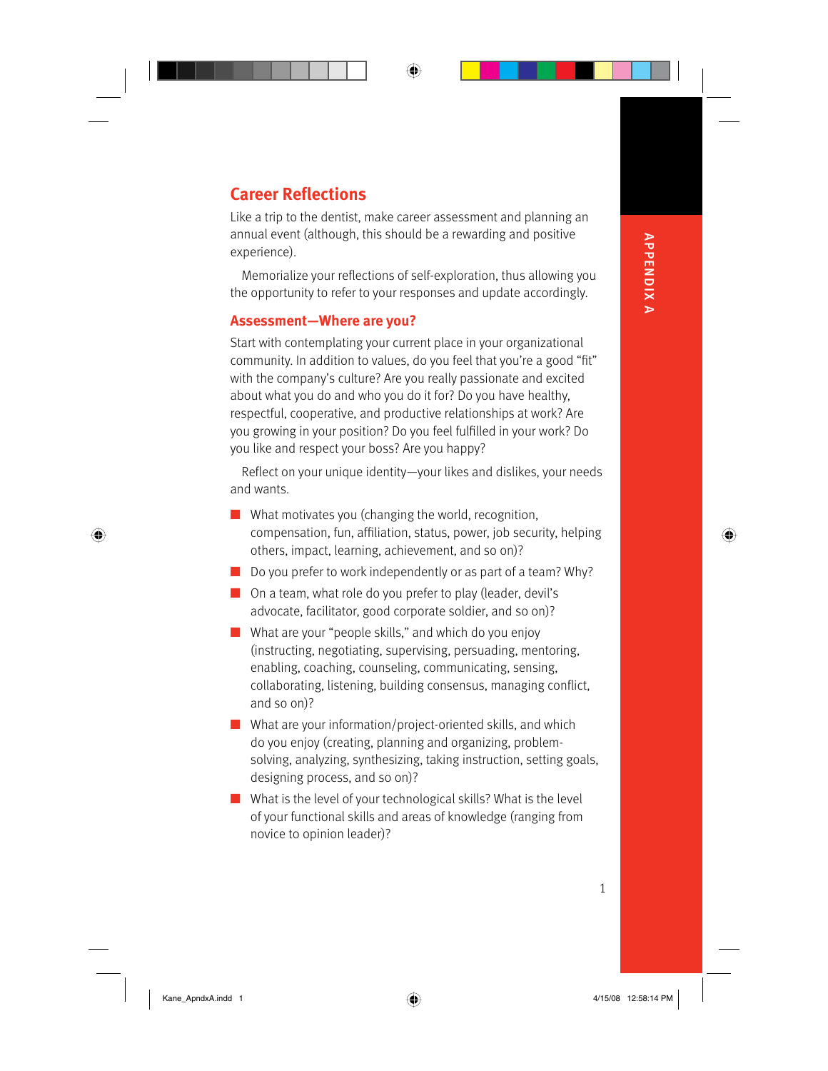## Career Reflections

Like a trip to the dentist, make career assessment and planning an annual event (although, this should be a rewarding and positive experience).

Memorialize your reflections of self-exploration, thus allowing you the opportunity to refer to your responses and update accordingly.

### Assessment—Where are you?

Start with contemplating your current place in your organizational community. In addition to values, do you feel that you're a good "fit" with the company's culture? Are you really passionate and excited about what you do and who you do it for? Do you have healthy, respectful, cooperative, and productive relationships at work? Are you growing in your position? Do you feel fulfilled in your work? Do you like and respect your boss? Are you happy?

Reflect on your unique identity—your likes and dislikes, your needs and wants.

- What motivates you (changing the world, recognition, compensation, fun, affiliation, status, power, job security, helping others, impact, learning, achievement, and so on)?
- Do you prefer to work independently or as part of a team? Why?
- On a team, what role do you prefer to play (leader, devil's advocate, facilitator, good corporate soldier, and so on)?
- What are your "people skills," and which do you enjoy (instructing, negotiating, supervising, persuading, mentoring, enabling, coaching, counseling, communicating, sensing, collaborating, listening, building consensus, managing conflict, and so on)?
- What are your information/project-oriented skills, and which do you enjoy (creating, planning and organizing, problem-solving, analyzing, synthesizing, taking instruction, setting goals, designing process, and so on)?
- What is the level of your technological skills? What is the level of your functional skills and areas of knowledge (ranging from novice to opinion leader)?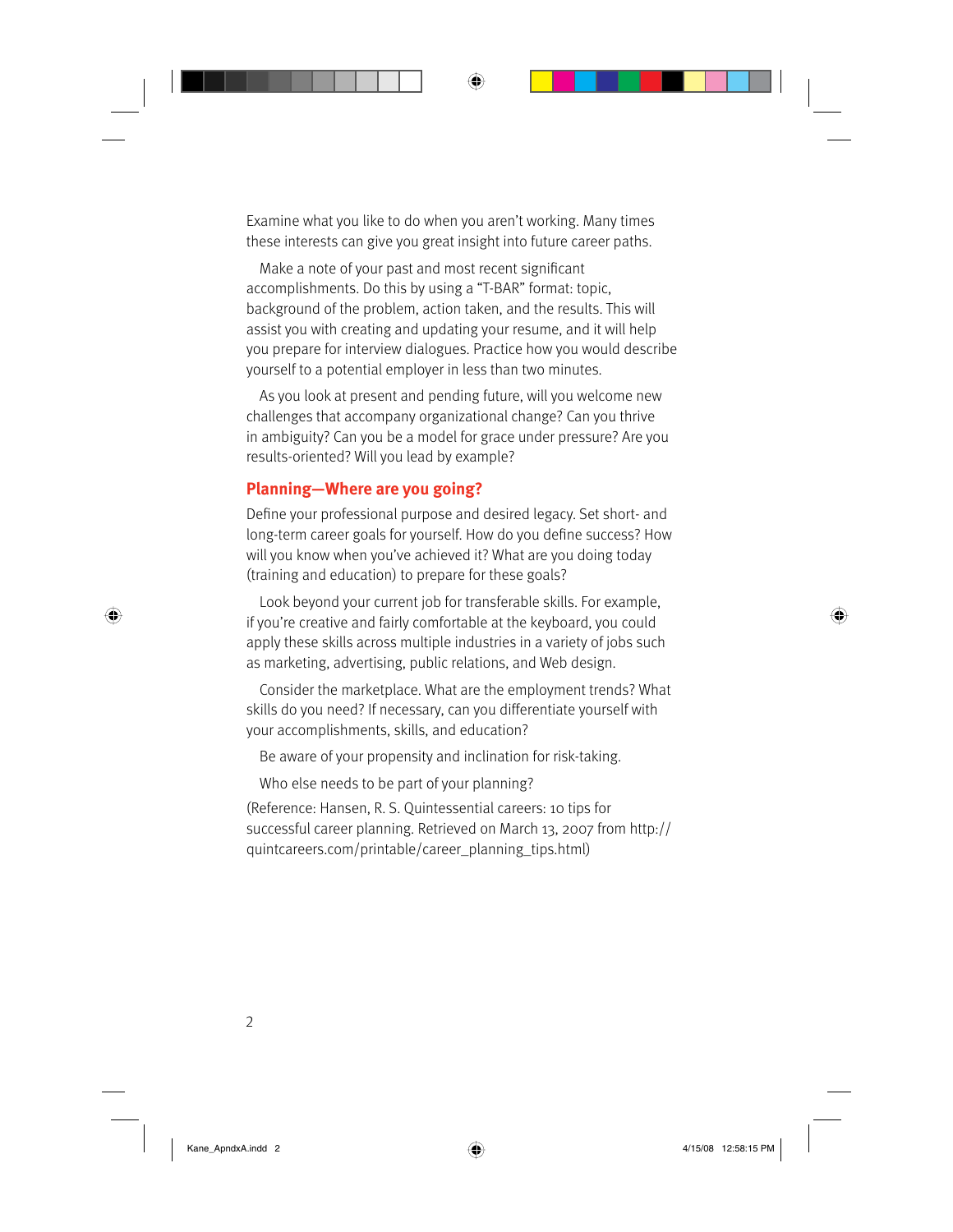Examine what you like to do when you aren't working. Many times these interests can give you great insight into future career paths.

Make a note of your past and most recent significant accomplishments. Do this by using a "T-BAR" format: topic, background of the problem, action taken, and the results. This will assist you with creating and updating your resume, and it will help you prepare for interview dialogues. Practice how you would describe yourself to a potential employer in less than two minutes.

As you look at present and pending future, will you welcome new challenges that accompany organizational change? Can you thrive in ambiguity? Can you be a model for grace under pressure? Are you results-oriented? Will you lead by example?

## Planning—Where are you going?

Define your professional purpose and desired legacy. Set short- and long-term career goals for yourself. How do you define success? How will you know when you've achieved it? What are you doing today (training and education) to prepare for these goals?

Look beyond your current job for transferable skills. For example, if you're creative and fairly comfortable at the keyboard, you could apply these skills across multiple industries in a variety of jobs such as marketing, advertising, public relations, and Web design.

Consider the marketplace. What are the employment trends? What skills do you need? If necessary, can you differentiate yourself with your accomplishments, skills, and education?

Be aware of your propensity and inclination for risk-taking.

Who else needs to be part of your planning?

(Reference: Hansen, R. S. Quintessential careers: 10 tips for successful career planning. Retrieved on March 13, 2007 from http://quintcareers.com/printable/career_planning_tips.html)